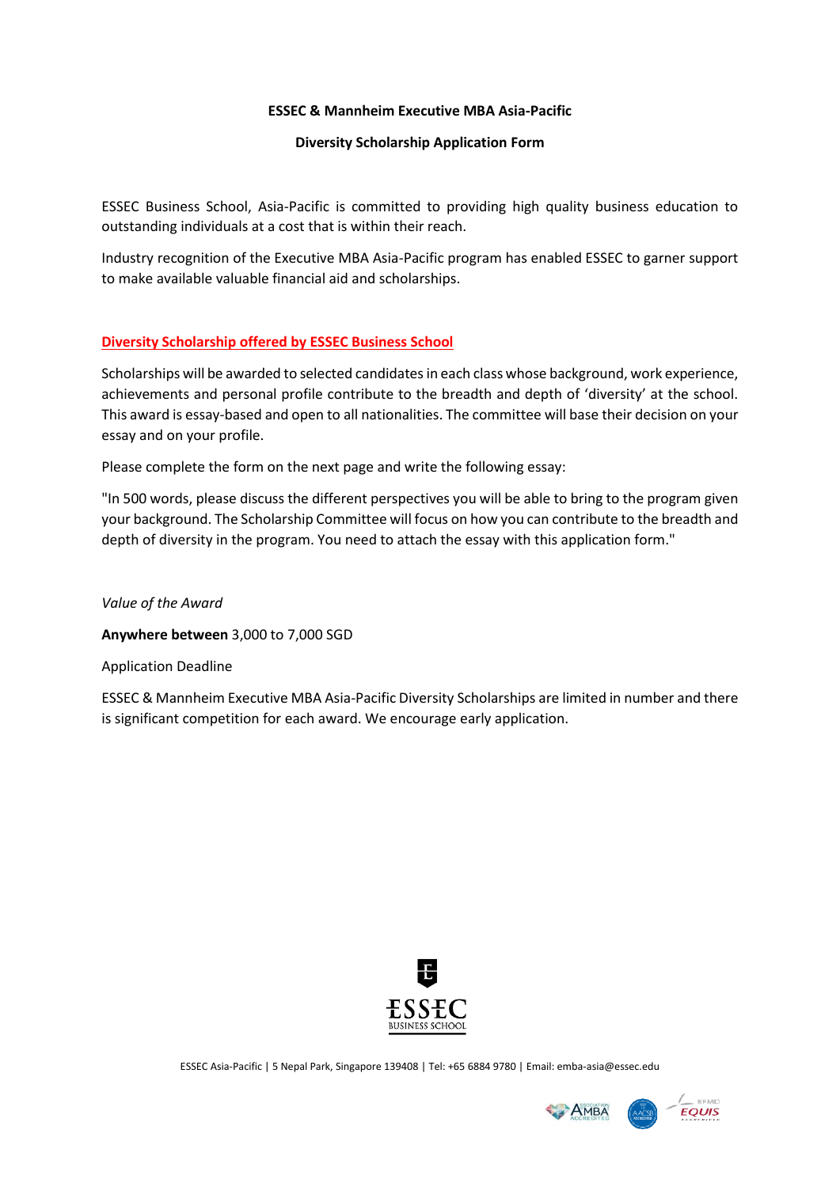**ESSEC & Mannheim Executive MBA Asia-Pacific**

**Diversity Scholarship Application Form**

ESSEC Business School, Asia-Pacific is committed to providing high quality business education to outstanding individuals at a cost that is within their reach.

Industry recognition of the Executive MBA Asia-Pacific program has enabled ESSEC to garner support to make available valuable financial aid and scholarships.

## Diversity Scholarship offered by ESSEC Business School

Scholarships will be awarded to selected candidates in each class whose background, work experience, achievements and personal profile contribute to the breadth and depth of 'diversity' at the school. This award is essay-based and open to all nationalities. The committee will base their decision on your essay and on your profile.

Please complete the form on the next page and write the following essay:

"In 500 words, please discuss the different perspectives you will be able to bring to the program given your background. The Scholarship Committee will focus on how you can contribute to the breadth and depth of diversity in the program. You need to attach the essay with this application form."

*Value of the Award*

**Anywhere between** 3,000 to 7,000 SGD

Application Deadline

ESSEC & Mannheim Executive MBA Asia-Pacific Diversity Scholarships are limited in number and there is significant competition for each award. We encourage early application.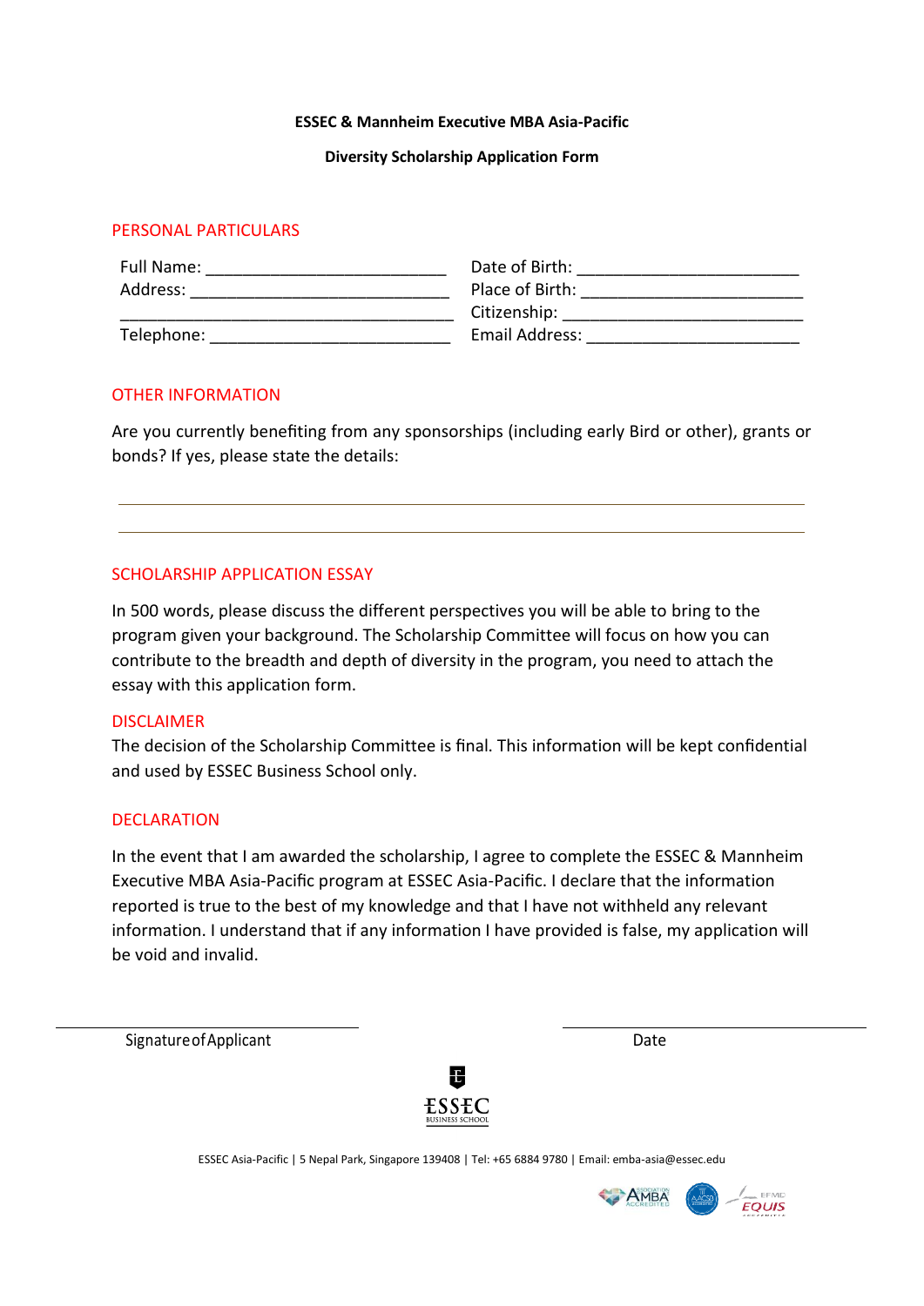**ESSEC & Mannheim Executive MBA Asia-Pacific**

**Diversity Scholarship Application Form**

## PERSONAL PARTICULARS

Full Name: ___________________________

Address: _____________________________

_____________________________________

Telephone: ___________________________

Date of Birth: _________________________

Place of Birth: ________________________

Citizenship: ___________________________

Email Address: ________________________

## OTHER INFORMATION

Are you currently benefiting from any sponsorships (including early Bird or other), grants or bonds? If yes, please state the details:

_____________________________________________________________________________

_____________________________________________________________________________

## SCHOLARSHIP APPLICATION ESSAY

In 500 words, please discuss the different perspectives you will be able to bring to the program given your background. The Scholarship Committee will focus on how you can contribute to the breadth and depth of diversity in the program, you need to attach the essay with this application form.

## DISCLAIMER

The decision of the Scholarship Committee is final. This information will be kept confidential and used by ESSEC Business School only.

## DECLARATION

In the event that I am awarded the scholarship, I agree to complete the ESSEC & Mannheim Executive MBA Asia-Pacific program at ESSEC Asia-Pacific. I declare that the information reported is true to the best of my knowledge and that I have not withheld any relevant information. I understand that if any information I have provided is false, my application will be void and invalid.

_____________________________ _____________________________

Signature of Applicant Date

ESSEC BUSINESS SCHOOL

ESSEC Asia-Pacific | 5 Nepal Park, Singapore 139408 | Tel: +65 6884 9780 | Email: emba-asia@essec.edu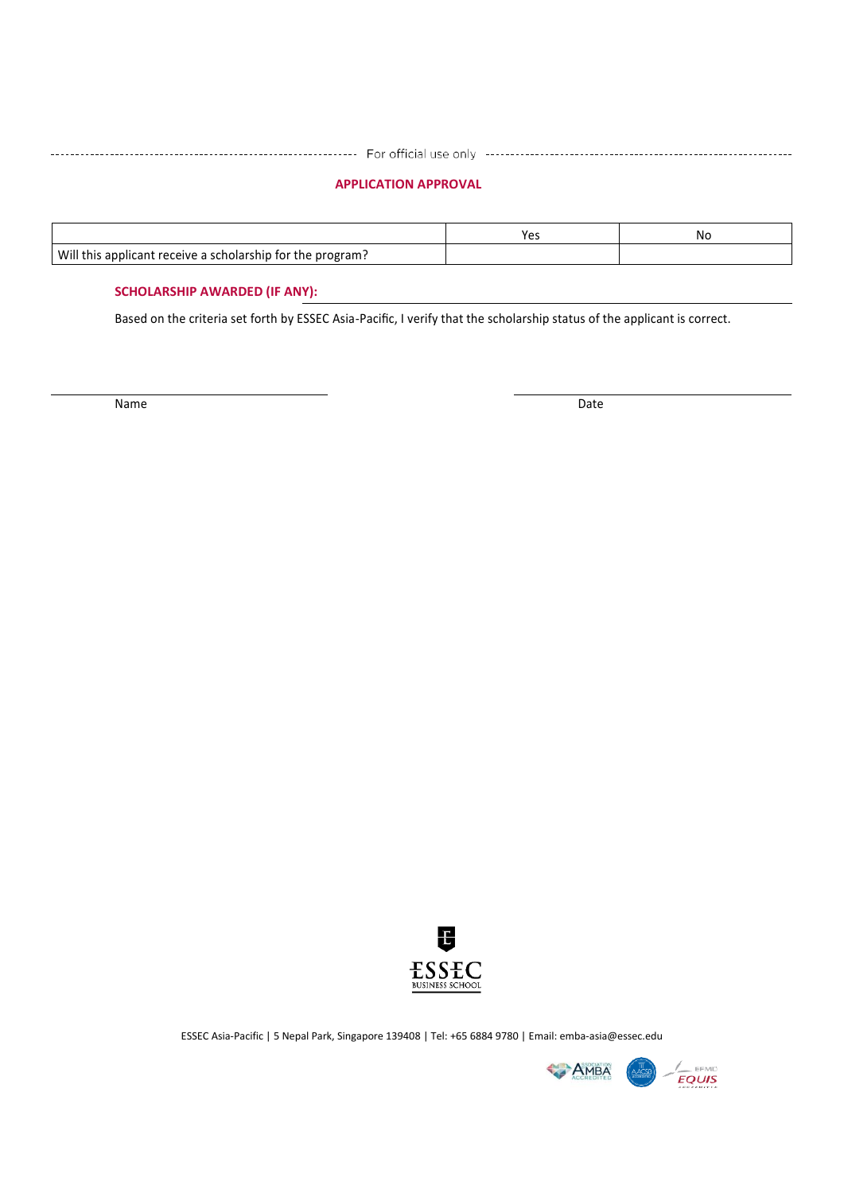For official use only

## APPLICATION APPROVAL

| | Yes | No |
|---|---|---|
| Will this applicant receive a scholarship for the program? | | |

**SCHOLARSHIP AWARDED (IF ANY):**

Based on the criteria set forth by ESSEC Asia-Pacific, I verify that the scholarship status of the applicant is correct.

Name ______________________ Date ______________________

ESSEC Asia-Pacific | 5 Nepal Park, Singapore 139408 | Tel: +65 6884 9780 | Email: emba-asia@essec.edu